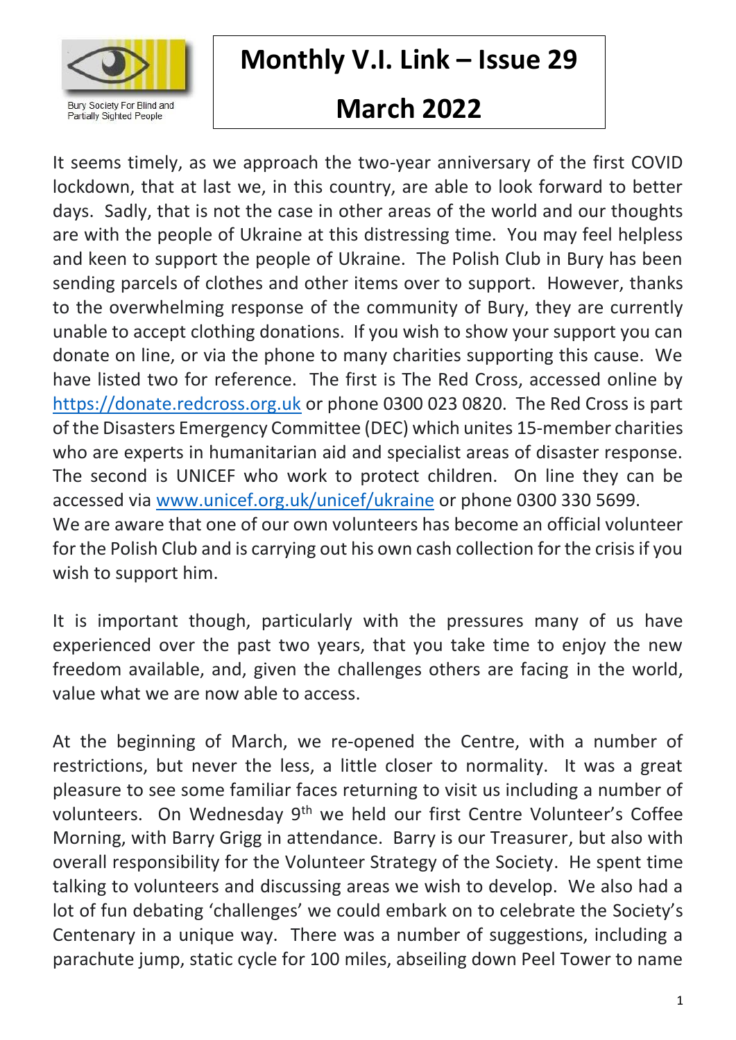Bury Society For Blind and Partially Sighted People

# Monthly V.I. Link – Issue 29

# March 2022

It seems timely, as we approach the two-year anniversary of the first COVID lockdown, that at last we, in this country, are able to look forward to better days. Sadly, that is not the case in other areas of the world and our thoughts are with the people of Ukraine at this distressing time. You may feel helpless and keen to support the people of Ukraine. The Polish Club in Bury has been sending parcels of clothes and other items over to support. However, thanks to the overwhelming response of the community of Bury, they are currently unable to accept clothing donations. If you wish to show your support you can donate on line, or via the phone to many charities supporting this cause. We have listed two for reference. The first is The Red Cross, accessed online by https://donate.redcross.org.uk or phone 0300 023 0820. The Red Cross is part of the Disasters Emergency Committee (DEC) which unites 15-member charities who are experts in humanitarian aid and specialist areas of disaster response. The second is UNICEF who work to protect children. On line they can be accessed via www.unicef.org.uk/unicef/ukraine or phone 0300 330 5699.
We are aware that one of our own volunteers has become an official volunteer for the Polish Club and is carrying out his own cash collection for the crisis if you wish to support him.

It is important though, particularly with the pressures many of us have experienced over the past two years, that you take time to enjoy the new freedom available, and, given the challenges others are facing in the world, value what we are now able to access.

At the beginning of March, we re-opened the Centre, with a number of restrictions, but never the less, a little closer to normality. It was a great pleasure to see some familiar faces returning to visit us including a number of volunteers. On Wednesday 9th we held our first Centre Volunteer's Coffee Morning, with Barry Grigg in attendance. Barry is our Treasurer, but also with overall responsibility for the Volunteer Strategy of the Society. He spent time talking to volunteers and discussing areas we wish to develop. We also had a lot of fun debating 'challenges' we could embark on to celebrate the Society's Centenary in a unique way. There was a number of suggestions, including a parachute jump, static cycle for 100 miles, abseiling down Peel Tower to name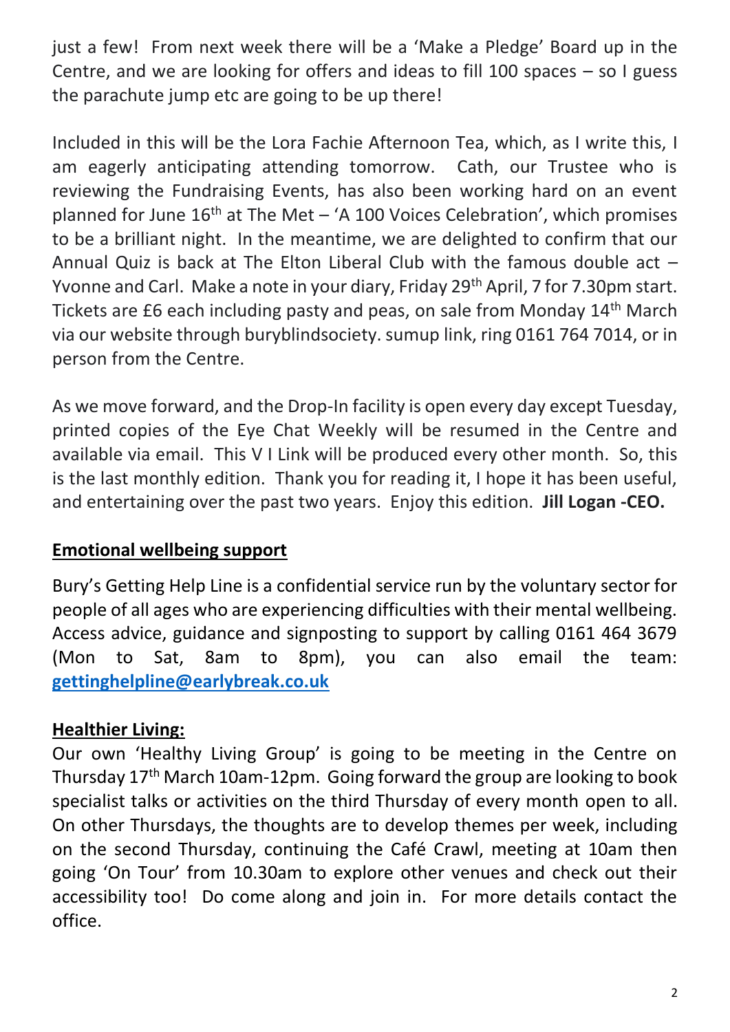just a few! From next week there will be a 'Make a Pledge' Board up in the Centre, and we are looking for offers and ideas to fill 100 spaces – so I guess the parachute jump etc are going to be up there!

Included in this will be the Lora Fachie Afternoon Tea, which, as I write this, I am eagerly anticipating attending tomorrow. Cath, our Trustee who is reviewing the Fundraising Events, has also been working hard on an event planned for June 16th at The Met – 'A 100 Voices Celebration', which promises to be a brilliant night. In the meantime, we are delighted to confirm that our Annual Quiz is back at The Elton Liberal Club with the famous double act – Yvonne and Carl. Make a note in your diary, Friday 29th April, 7 for 7.30pm start. Tickets are £6 each including pasty and peas, on sale from Monday 14th March via our website through buryblindsociety. sumup link, ring 0161 764 7014, or in person from the Centre.

As we move forward, and the Drop-In facility is open every day except Tuesday, printed copies of the Eye Chat Weekly will be resumed in the Centre and available via email. This V I Link will be produced every other month. So, this is the last monthly edition. Thank you for reading it, I hope it has been useful, and entertaining over the past two years. Enjoy this edition. **Jill Logan -CEO.**

## Emotional wellbeing support

Bury's Getting Help Line is a confidential service run by the voluntary sector for people of all ages who are experiencing difficulties with their mental wellbeing. Access advice, guidance and signposting to support by calling 0161 464 3679 (Mon to Sat, 8am to 8pm), you can also email the team: **gettinghelpline@earlybreak.co.uk**

## Healthier Living:

Our own 'Healthy Living Group' is going to be meeting in the Centre on Thursday 17th March 10am-12pm. Going forward the group are looking to book specialist talks or activities on the third Thursday of every month open to all. On other Thursdays, the thoughts are to develop themes per week, including on the second Thursday, continuing the Café Crawl, meeting at 10am then going 'On Tour' from 10.30am to explore other venues and check out their accessibility too! Do come along and join in. For more details contact the office.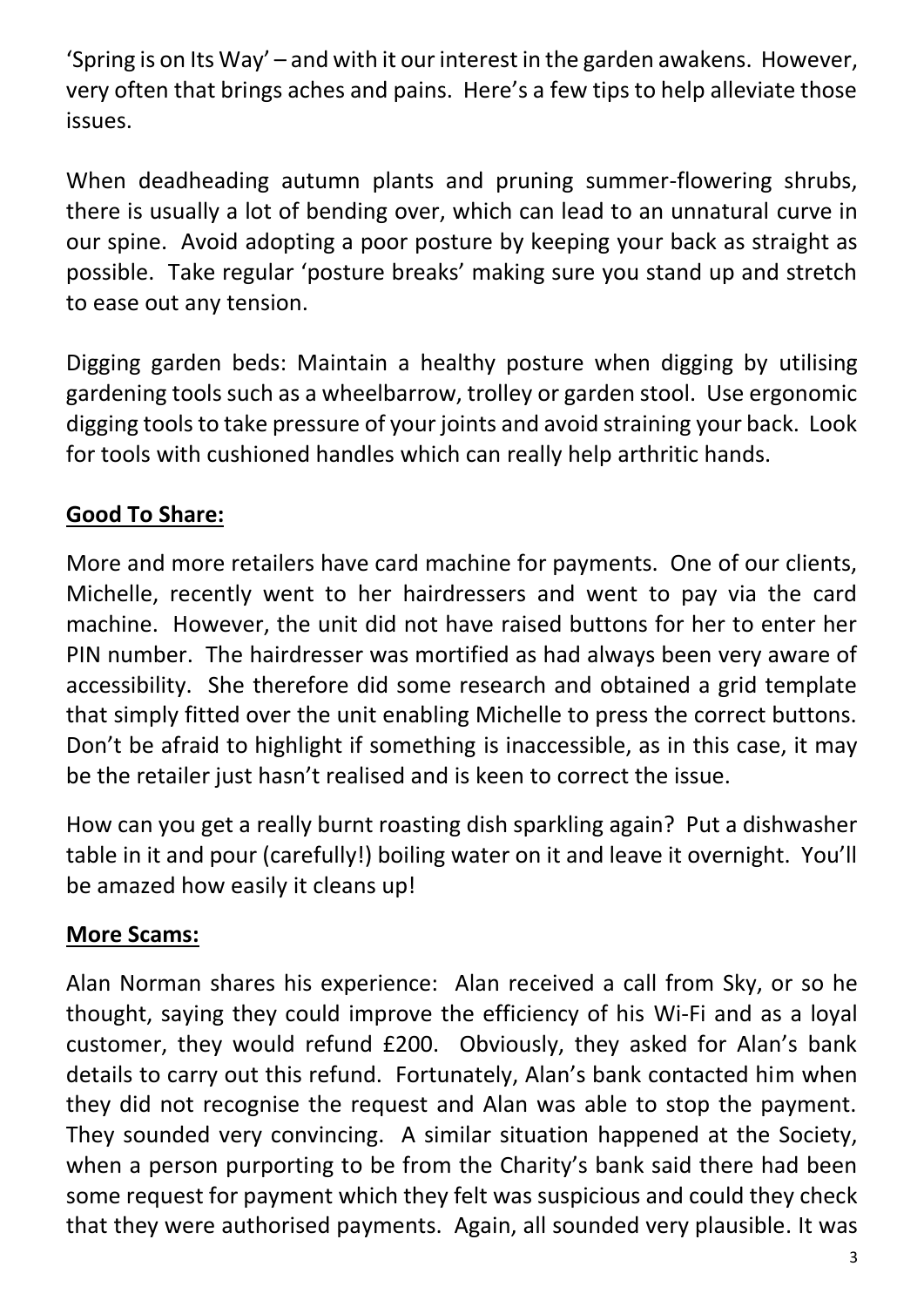'Spring is on Its Way' – and with it our interest in the garden awakens. However, very often that brings aches and pains. Here's a few tips to help alleviate those issues.

When deadheading autumn plants and pruning summer-flowering shrubs, there is usually a lot of bending over, which can lead to an unnatural curve in our spine. Avoid adopting a poor posture by keeping your back as straight as possible. Take regular 'posture breaks' making sure you stand up and stretch to ease out any tension.

Digging garden beds: Maintain a healthy posture when digging by utilising gardening tools such as a wheelbarrow, trolley or garden stool. Use ergonomic digging tools to take pressure of your joints and avoid straining your back. Look for tools with cushioned handles which can really help arthritic hands.

## **Good To Share:**

More and more retailers have card machine for payments. One of our clients, Michelle, recently went to her hairdressers and went to pay via the card machine. However, the unit did not have raised buttons for her to enter her PIN number. The hairdresser was mortified as had always been very aware of accessibility. She therefore did some research and obtained a grid template that simply fitted over the unit enabling Michelle to press the correct buttons. Don't be afraid to highlight if something is inaccessible, as in this case, it may be the retailer just hasn't realised and is keen to correct the issue.

How can you get a really burnt roasting dish sparkling again? Put a dishwasher table in it and pour (carefully!) boiling water on it and leave it overnight. You'll be amazed how easily it cleans up!

## **More Scams:**

Alan Norman shares his experience: Alan received a call from Sky, or so he thought, saying they could improve the efficiency of his Wi-Fi and as a loyal customer, they would refund £200. Obviously, they asked for Alan's bank details to carry out this refund. Fortunately, Alan's bank contacted him when they did not recognise the request and Alan was able to stop the payment. They sounded very convincing. A similar situation happened at the Society, when a person purporting to be from the Charity's bank said there had been some request for payment which they felt was suspicious and could they check that they were authorised payments. Again, all sounded very plausible. It was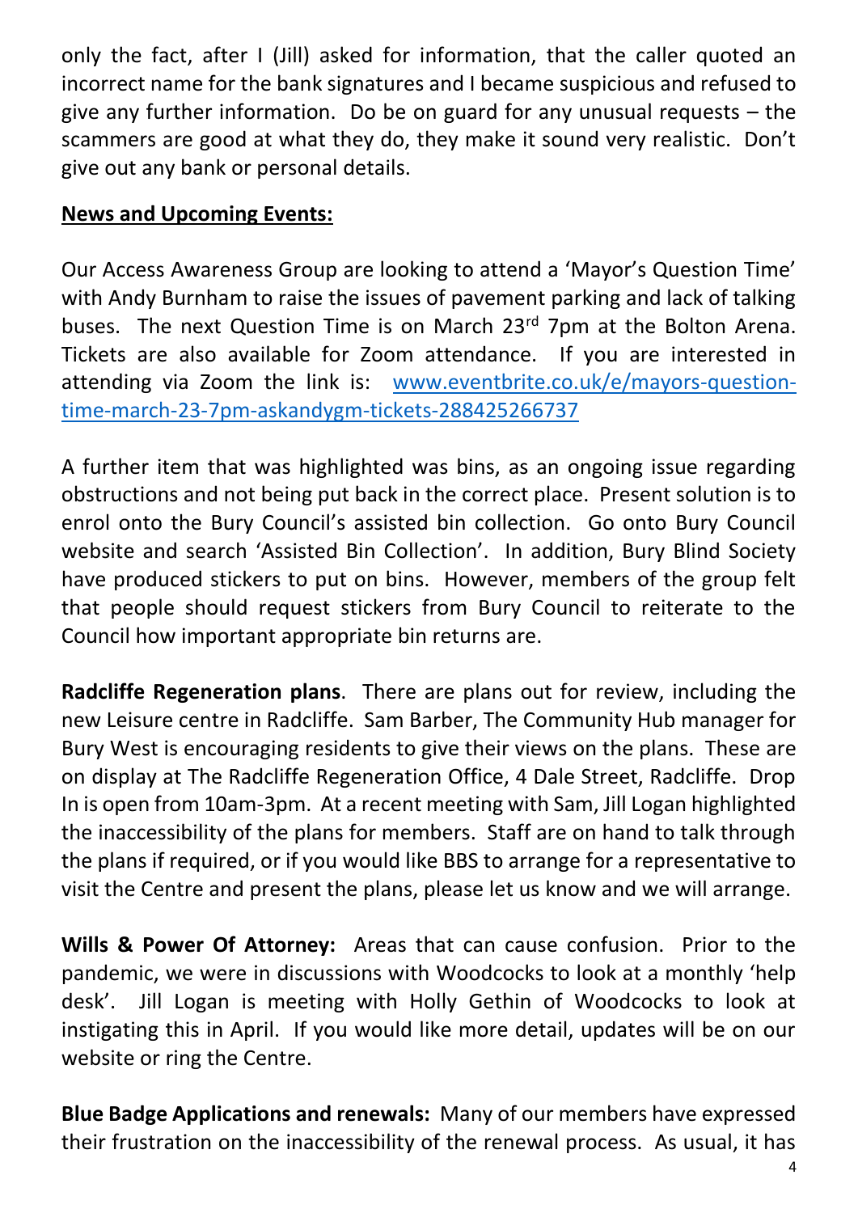only the fact, after I (Jill) asked for information, that the caller quoted an incorrect name for the bank signatures and I became suspicious and refused to give any further information. Do be on guard for any unusual requests – the scammers are good at what they do, they make it sound very realistic. Don't give out any bank or personal details.

**News and Upcoming Events:**

Our Access Awareness Group are looking to attend a 'Mayor's Question Time' with Andy Burnham to raise the issues of pavement parking and lack of talking buses. The next Question Time is on March 23rd 7pm at the Bolton Arena. Tickets are also available for Zoom attendance. If you are interested in attending via Zoom the link is: [www.eventbrite.co.uk/e/mayors-question-time-march-23-7pm-askandygm-tickets-288425266737](www.eventbrite.co.uk/e/mayors-question-time-march-23-7pm-askandygm-tickets-288425266737)

A further item that was highlighted was bins, as an ongoing issue regarding obstructions and not being put back in the correct place. Present solution is to enrol onto the Bury Council's assisted bin collection. Go onto Bury Council website and search 'Assisted Bin Collection'. In addition, Bury Blind Society have produced stickers to put on bins. However, members of the group felt that people should request stickers from Bury Council to reiterate to the Council how important appropriate bin returns are.

**Radcliffe Regeneration plans**. There are plans out for review, including the new Leisure centre in Radcliffe. Sam Barber, The Community Hub manager for Bury West is encouraging residents to give their views on the plans. These are on display at The Radcliffe Regeneration Office, 4 Dale Street, Radcliffe. Drop In is open from 10am-3pm. At a recent meeting with Sam, Jill Logan highlighted the inaccessibility of the plans for members. Staff are on hand to talk through the plans if required, or if you would like BBS to arrange for a representative to visit the Centre and present the plans, please let us know and we will arrange.

**Wills & Power Of Attorney:** Areas that can cause confusion. Prior to the pandemic, we were in discussions with Woodcocks to look at a monthly 'help desk'. Jill Logan is meeting with Holly Gethin of Woodcocks to look at instigating this in April. If you would like more detail, updates will be on our website or ring the Centre.

**Blue Badge Applications and renewals:** Many of our members have expressed their frustration on the inaccessibility of the renewal process. As usual, it has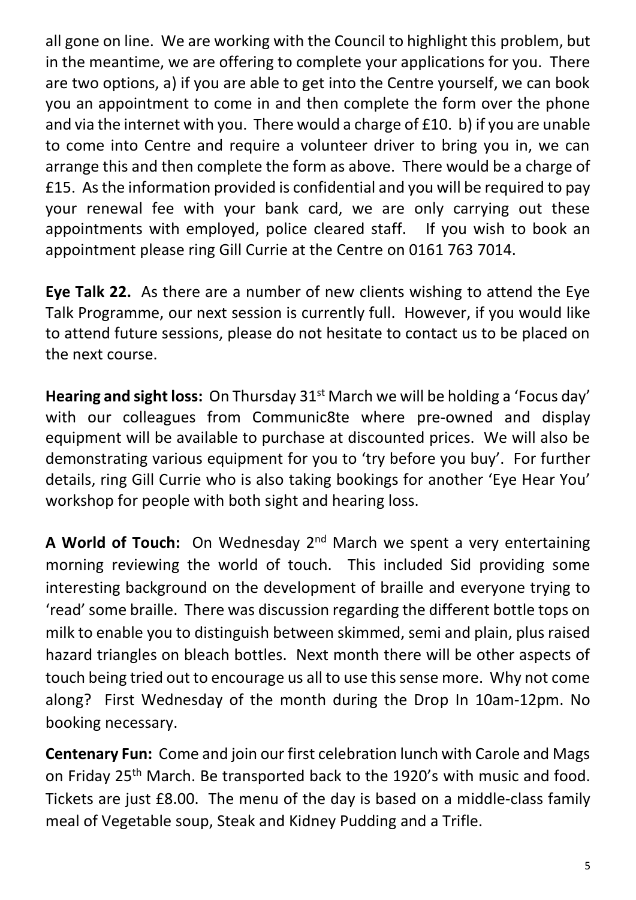all gone on line. We are working with the Council to highlight this problem, but in the meantime, we are offering to complete your applications for you. There are two options, a) if you are able to get into the Centre yourself, we can book you an appointment to come in and then complete the form over the phone and via the internet with you. There would a charge of £10. b) if you are unable to come into Centre and require a volunteer driver to bring you in, we can arrange this and then complete the form as above. There would be a charge of £15. As the information provided is confidential and you will be required to pay your renewal fee with your bank card, we are only carrying out these appointments with employed, police cleared staff. If you wish to book an appointment please ring Gill Currie at the Centre on 0161 763 7014.

**Eye Talk 22.** As there are a number of new clients wishing to attend the Eye Talk Programme, our next session is currently full. However, if you would like to attend future sessions, please do not hesitate to contact us to be placed on the next course.

**Hearing and sight loss:** On Thursday 31st March we will be holding a 'Focus day' with our colleagues from Communic8te where pre-owned and display equipment will be available to purchase at discounted prices. We will also be demonstrating various equipment for you to 'try before you buy'. For further details, ring Gill Currie who is also taking bookings for another 'Eye Hear You' workshop for people with both sight and hearing loss.

**A World of Touch:** On Wednesday 2nd March we spent a very entertaining morning reviewing the world of touch. This included Sid providing some interesting background on the development of braille and everyone trying to 'read' some braille. There was discussion regarding the different bottle tops on milk to enable you to distinguish between skimmed, semi and plain, plus raised hazard triangles on bleach bottles. Next month there will be other aspects of touch being tried out to encourage us all to use this sense more. Why not come along? First Wednesday of the month during the Drop In 10am-12pm. No booking necessary.

**Centenary Fun:** Come and join our first celebration lunch with Carole and Mags on Friday 25th March. Be transported back to the 1920's with music and food. Tickets are just £8.00. The menu of the day is based on a middle-class family meal of Vegetable soup, Steak and Kidney Pudding and a Trifle.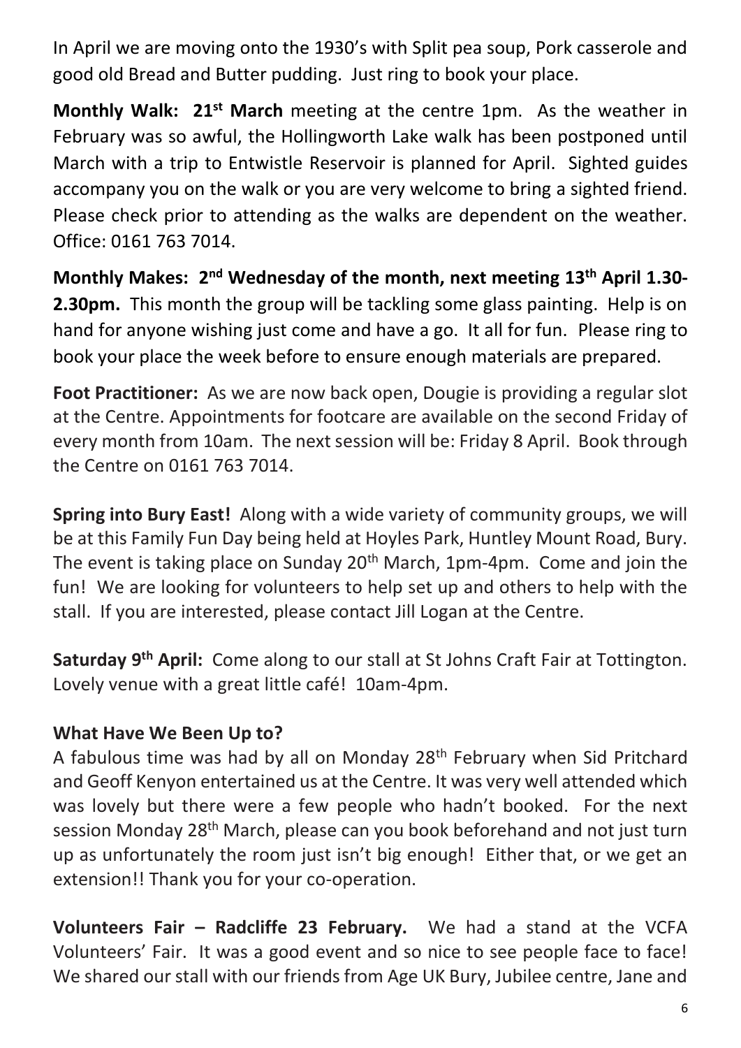In April we are moving onto the 1930's with Split pea soup, Pork casserole and good old Bread and Butter pudding. Just ring to book your place.

**Monthly Walk: 21st March** meeting at the centre 1pm. As the weather in February was so awful, the Hollingworth Lake walk has been postponed until March with a trip to Entwistle Reservoir is planned for April. Sighted guides accompany you on the walk or you are very welcome to bring a sighted friend. Please check prior to attending as the walks are dependent on the weather. Office: 0161 763 7014.

**Monthly Makes: 2nd Wednesday of the month, next meeting 13th April 1.30-2.30pm.** This month the group will be tackling some glass painting. Help is on hand for anyone wishing just come and have a go. It all for fun. Please ring to book your place the week before to ensure enough materials are prepared.

**Foot Practitioner:** As we are now back open, Dougie is providing a regular slot at the Centre. Appointments for footcare are available on the second Friday of every month from 10am. The next session will be: Friday 8 April. Book through the Centre on 0161 763 7014.

**Spring into Bury East!** Along with a wide variety of community groups, we will be at this Family Fun Day being held at Hoyles Park, Huntley Mount Road, Bury. The event is taking place on Sunday 20th March, 1pm-4pm. Come and join the fun! We are looking for volunteers to help set up and others to help with the stall. If you are interested, please contact Jill Logan at the Centre.

**Saturday 9th April:** Come along to our stall at St Johns Craft Fair at Tottington. Lovely venue with a great little café! 10am-4pm.

**What Have We Been Up to?**

A fabulous time was had by all on Monday 28th February when Sid Pritchard and Geoff Kenyon entertained us at the Centre. It was very well attended which was lovely but there were a few people who hadn't booked. For the next session Monday 28th March, please can you book beforehand and not just turn up as unfortunately the room just isn't big enough! Either that, or we get an extension!! Thank you for your co-operation.

**Volunteers Fair – Radcliffe 23 February.** We had a stand at the VCFA Volunteers' Fair. It was a good event and so nice to see people face to face! We shared our stall with our friends from Age UK Bury, Jubilee centre, Jane and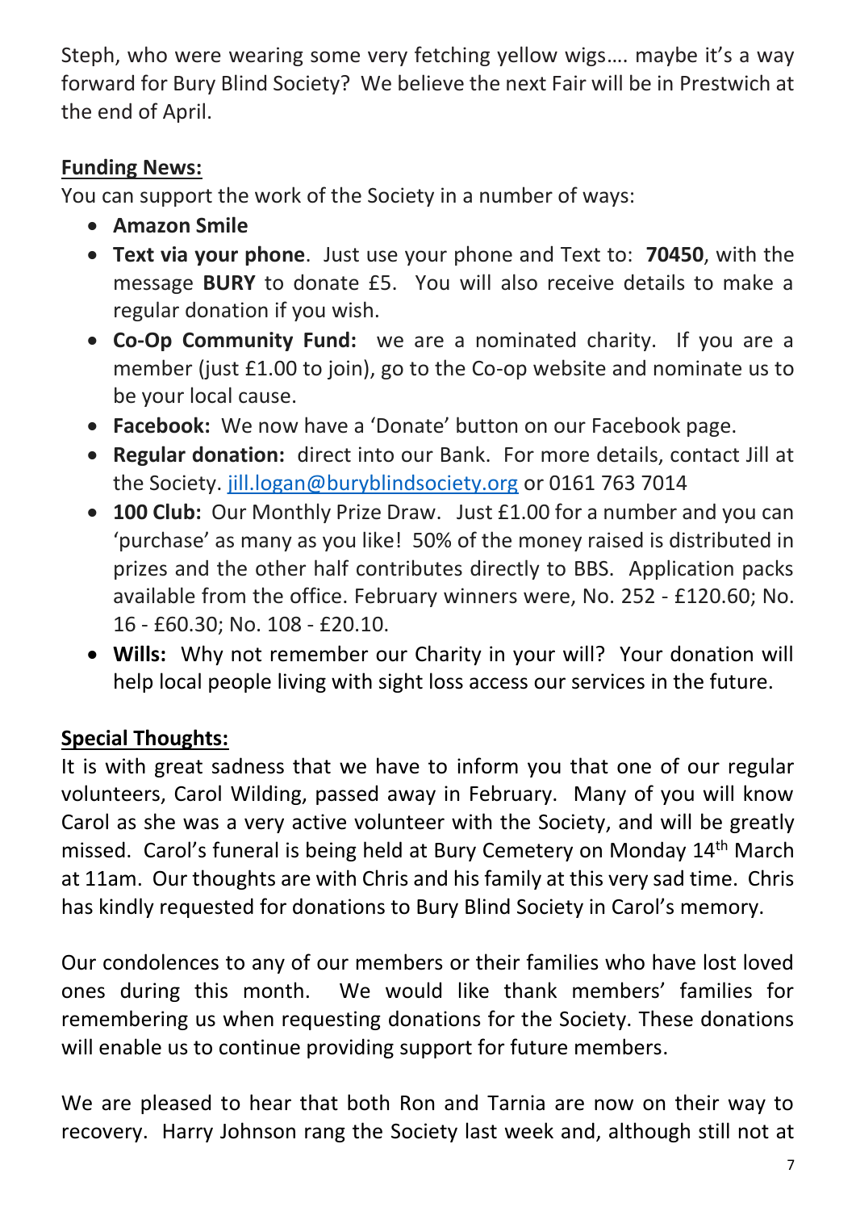Steph, who were wearing some very fetching yellow wigs…. maybe it's a way forward for Bury Blind Society? We believe the next Fair will be in Prestwich at the end of April.

**Funding News:**

You can support the work of the Society in a number of ways:

- **Amazon Smile**
- **Text via your phone**. Just use your phone and Text to: **70450**, with the message **BURY** to donate £5. You will also receive details to make a regular donation if you wish.
- **Co-Op Community Fund:** we are a nominated charity. If you are a member (just £1.00 to join), go to the Co-op website and nominate us to be your local cause.
- **Facebook:** We now have a 'Donate' button on our Facebook page.
- **Regular donation:** direct into our Bank. For more details, contact Jill at the Society. jill.logan@buryblindsociety.org or 0161 763 7014
- **100 Club:** Our Monthly Prize Draw. Just £1.00 for a number and you can 'purchase' as many as you like! 50% of the money raised is distributed in prizes and the other half contributes directly to BBS. Application packs available from the office. February winners were, No. 252 - £120.60; No. 16 - £60.30; No. 108 - £20.10.
- **Wills:** Why not remember our Charity in your will? Your donation will help local people living with sight loss access our services in the future.

**Special Thoughts:**

It is with great sadness that we have to inform you that one of our regular volunteers, Carol Wilding, passed away in February. Many of you will know Carol as she was a very active volunteer with the Society, and will be greatly missed. Carol's funeral is being held at Bury Cemetery on Monday 14th March at 11am. Our thoughts are with Chris and his family at this very sad time. Chris has kindly requested for donations to Bury Blind Society in Carol's memory.

Our condolences to any of our members or their families who have lost loved ones during this month. We would like thank members' families for remembering us when requesting donations for the Society. These donations will enable us to continue providing support for future members.

We are pleased to hear that both Ron and Tarnia are now on their way to recovery. Harry Johnson rang the Society last week and, although still not at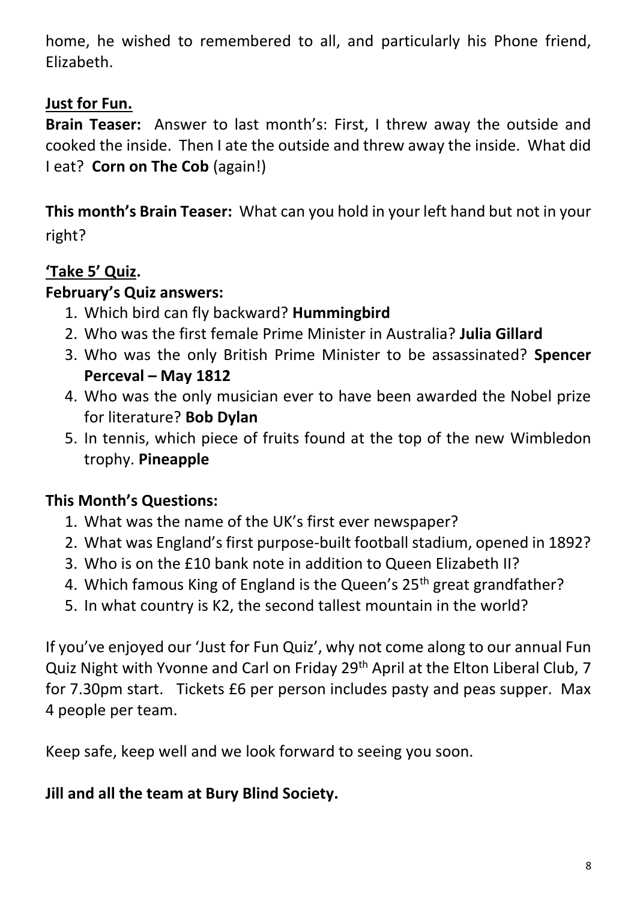home, he wished to remembered to all, and particularly his Phone friend, Elizabeth.

**Just for Fun.**

**Brain Teaser:** Answer to last month's: First, I threw away the outside and cooked the inside. Then I ate the outside and threw away the inside. What did I eat? **Corn on The Cob** (again!)

**This month's Brain Teaser:** What can you hold in your left hand but not in your right?

**'Take 5' Quiz.**

**February's Quiz answers:**

1. Which bird can fly backward? **Hummingbird**
2. Who was the first female Prime Minister in Australia? **Julia Gillard**
3. Who was the only British Prime Minister to be assassinated? **Spencer Perceval – May 1812**
4. Who was the only musician ever to have been awarded the Nobel prize for literature? **Bob Dylan**
5. In tennis, which piece of fruits found at the top of the new Wimbledon trophy. **Pineapple**

**This Month's Questions:**

1. What was the name of the UK's first ever newspaper?
2. What was England's first purpose-built football stadium, opened in 1892?
3. Who is on the £10 bank note in addition to Queen Elizabeth II?
4. Which famous King of England is the Queen's 25th great grandfather?
5. In what country is K2, the second tallest mountain in the world?

If you've enjoyed our 'Just for Fun Quiz', why not come along to our annual Fun Quiz Night with Yvonne and Carl on Friday 29th April at the Elton Liberal Club, 7 for 7.30pm start. Tickets £6 per person includes pasty and peas supper. Max 4 people per team.

Keep safe, keep well and we look forward to seeing you soon.

**Jill and all the team at Bury Blind Society.**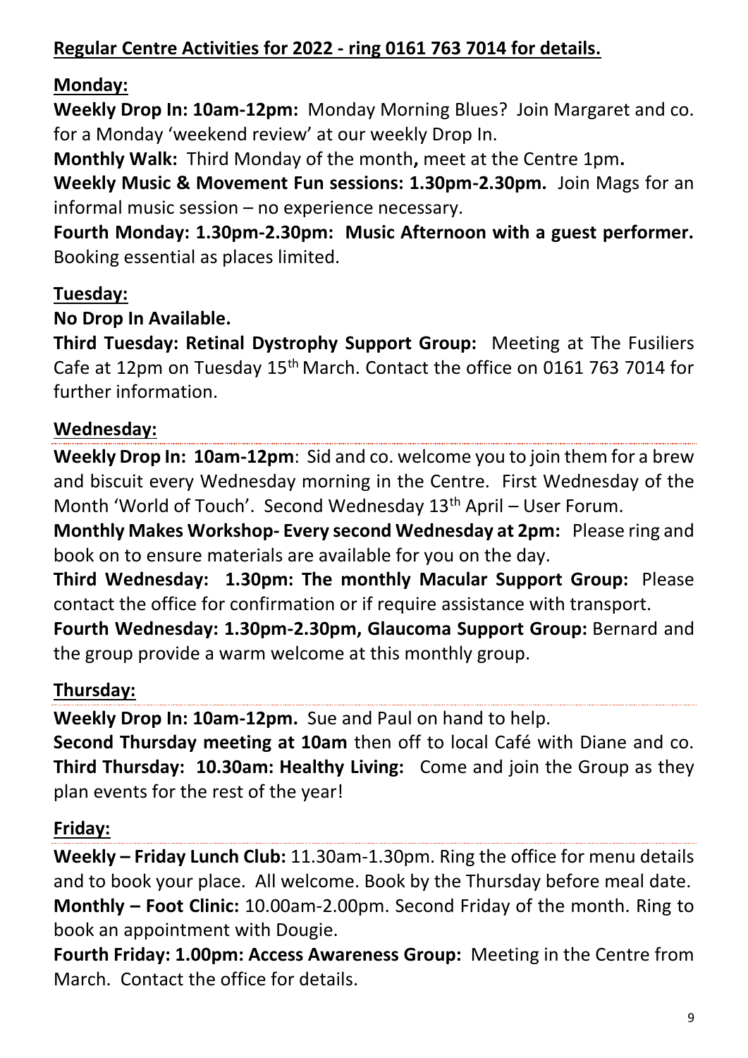## Regular Centre Activities for 2022 - ring 0161 763 7014 for details.

### Monday:

**Weekly Drop In: 10am-12pm:** Monday Morning Blues? Join Margaret and co. for a Monday 'weekend review' at our weekly Drop In.

**Monthly Walk:** Third Monday of the month**,** meet at the Centre 1pm**.**

**Weekly Music & Movement Fun sessions: 1.30pm-2.30pm.** Join Mags for an informal music session – no experience necessary.

**Fourth Monday: 1.30pm-2.30pm: Music Afternoon with a guest performer.** Booking essential as places limited.

### Tuesday:

**No Drop In Available.**

**Third Tuesday: Retinal Dystrophy Support Group:** Meeting at The Fusiliers Cafe at 12pm on Tuesday 15th March. Contact the office on 0161 763 7014 for further information.

### Wednesday:

**Weekly Drop In: 10am-12pm**: Sid and co. welcome you to join them for a brew and biscuit every Wednesday morning in the Centre. First Wednesday of the Month 'World of Touch'. Second Wednesday 13th April – User Forum.

**Monthly Makes Workshop- Every second Wednesday at 2pm:** Please ring and book on to ensure materials are available for you on the day.

**Third Wednesday: 1.30pm: The monthly Macular Support Group:** Please contact the office for confirmation or if require assistance with transport.

**Fourth Wednesday: 1.30pm-2.30pm, Glaucoma Support Group:** Bernard and the group provide a warm welcome at this monthly group.

### Thursday:

**Weekly Drop In: 10am-12pm.** Sue and Paul on hand to help.

**Second Thursday meeting at 10am** then off to local Café with Diane and co.

**Third Thursday: 10.30am: Healthy Living:** Come and join the Group as they plan events for the rest of the year!

### Friday:

**Weekly – Friday Lunch Club:** 11.30am-1.30pm. Ring the office for menu details and to book your place. All welcome. Book by the Thursday before meal date.

**Monthly – Foot Clinic:** 10.00am-2.00pm. Second Friday of the month. Ring to book an appointment with Dougie.

**Fourth Friday: 1.00pm: Access Awareness Group:** Meeting in the Centre from March. Contact the office for details.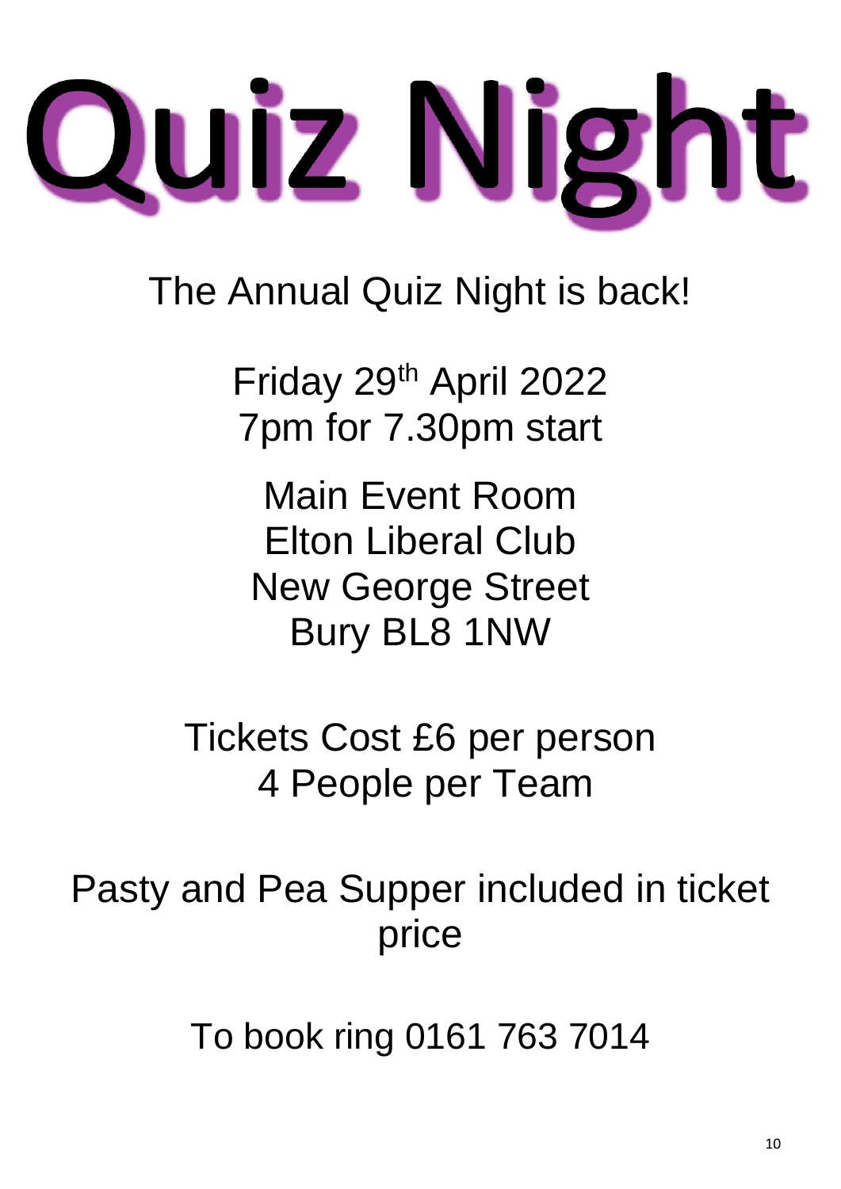# Quiz Night

The Annual Quiz Night is back!

Friday 29th April 2022
7pm for 7.30pm start

Main Event Room
Elton Liberal Club
New George Street
Bury BL8 1NW

Tickets Cost £6 per person
4 People per Team

Pasty and Pea Supper included in ticket price

To book ring 0161 763 7014